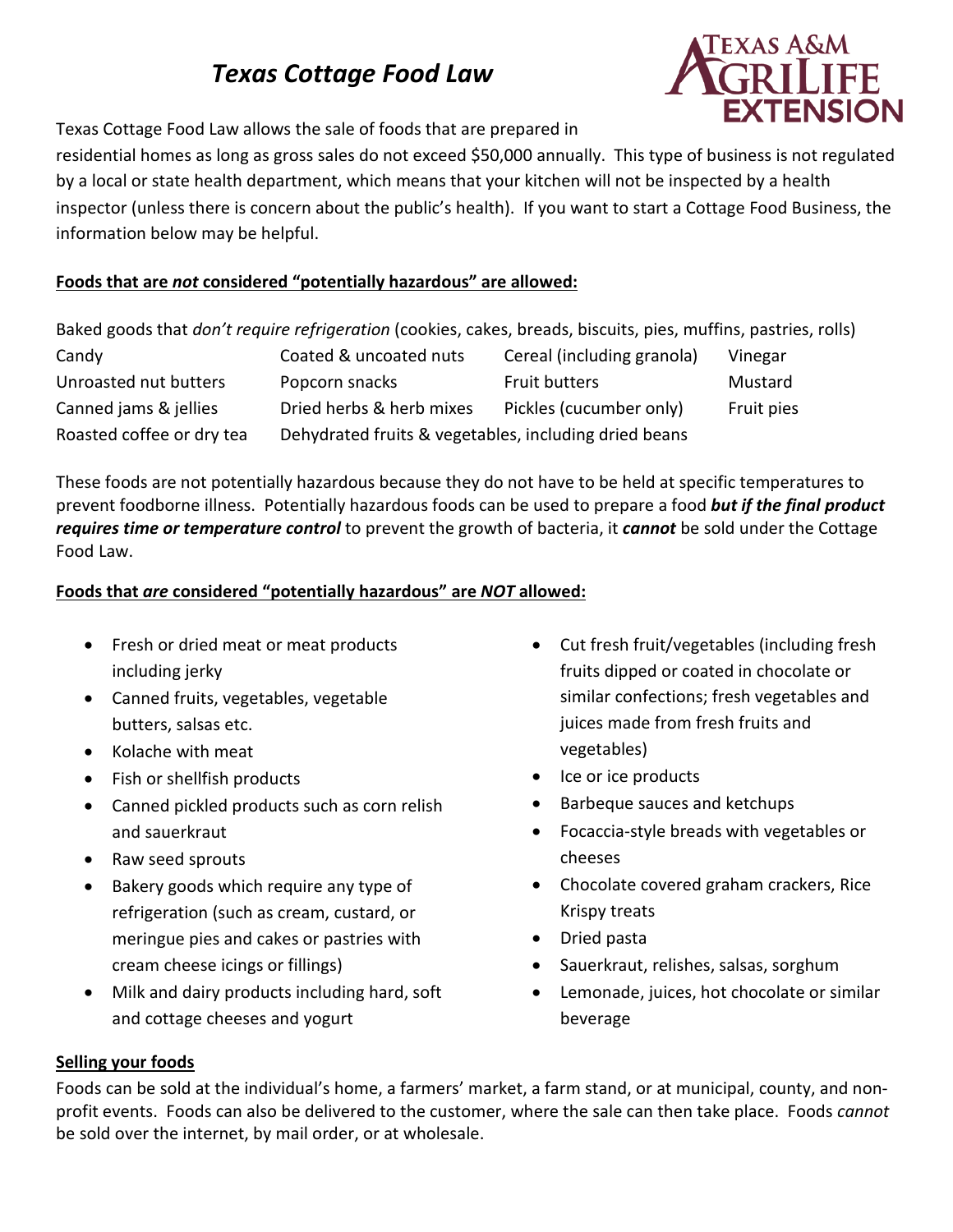# *Texas Cottage Food Law*

Texas Cottage Food Law allows the sale of foods that are prepared in residential homes as long as gross sales do not exceed $50,000 annually. This type of business is not regulated by a local or state health department, which means that your kitchen will not be inspected by a health inspector (unless there is concern about the public's health). If you want to start a Cottage Food Business, the information below may be helpful.

**Foods that are *not* considered "potentially hazardous" are allowed:**

Baked goods that *don't require refrigeration* (cookies, cakes, breads, biscuits, pies, muffins, pastries, rolls)

| | | | |
|---|---|---|---|
| Candy | Coated & uncoated nuts | Cereal (including granola) | Vinegar |
| Unroasted nut butters | Popcorn snacks | Fruit butters | Mustard |
| Canned jams & jellies | Dried herbs & herb mixes | Pickles (cucumber only) | Fruit pies |
| Roasted coffee or dry tea | Dehydrated fruits & vegetables, including dried beans | | |

These foods are not potentially hazardous because they do not have to be held at specific temperatures to prevent foodborne illness. Potentially hazardous foods can be used to prepare a food ***but if the final product requires time or temperature control*** to prevent the growth of bacteria, it ***cannot*** be sold under the Cottage Food Law.

**Foods that *are* considered "potentially hazardous" are *NOT* allowed:**

- Fresh or dried meat or meat products including jerky
- Canned fruits, vegetables, vegetable butters, salsas etc.
- Kolache with meat
- Fish or shellfish products
- Canned pickled products such as corn relish and sauerkraut
- Raw seed sprouts
- Bakery goods which require any type of refrigeration (such as cream, custard, or meringue pies and cakes or pastries with cream cheese icings or fillings)
- Milk and dairy products including hard, soft and cottage cheeses and yogurt
- Cut fresh fruit/vegetables (including fresh fruits dipped or coated in chocolate or similar confections; fresh vegetables and juices made from fresh fruits and vegetables)
- Ice or ice products
- Barbeque sauces and ketchups
- Focaccia-style breads with vegetables or cheeses
- Chocolate covered graham crackers, Rice Krispy treats
- Dried pasta
- Sauerkraut, relishes, salsas, sorghum
- Lemonade, juices, hot chocolate or similar beverage

**Selling your foods**

Foods can be sold at the individual's home, a farmers' market, a farm stand, or at municipal, county, and non-profit events. Foods can also be delivered to the customer, where the sale can then take place. Foods *cannot* be sold over the internet, by mail order, or at wholesale.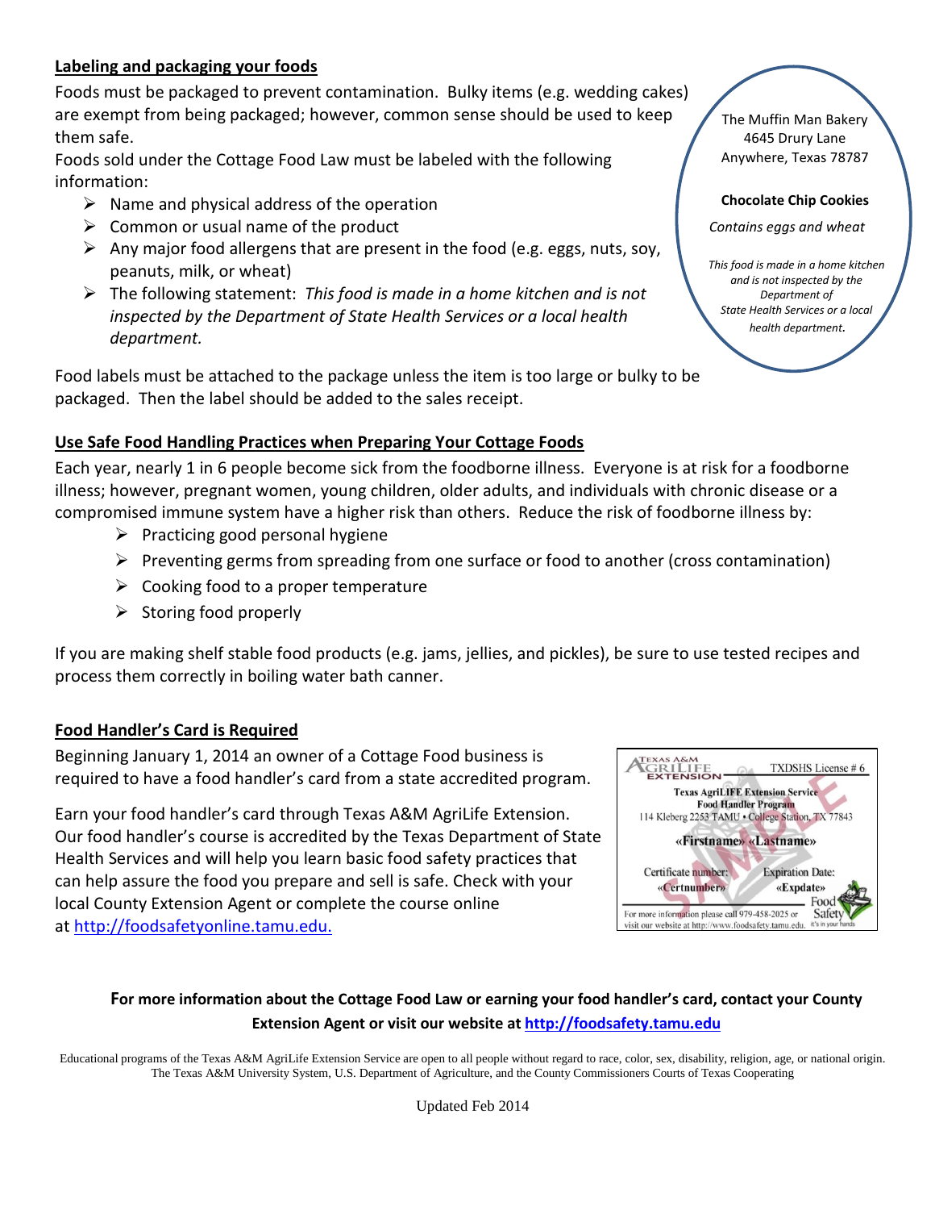**Labeling and packaging your foods**

Foods must be packaged to prevent contamination. Bulky items (e.g. wedding cakes) are exempt from being packaged; however, common sense should be used to keep them safe.

Foods sold under the Cottage Food Law must be labeled with the following information:

- Name and physical address of the operation
- Common or usual name of the product
- Any major food allergens that are present in the food (e.g. eggs, nuts, soy, peanuts, milk, or wheat)
- The following statement: *This food is made in a home kitchen and is not inspected by the Department of State Health Services or a local health department.*

The Muffin Man Bakery
4645 Drury Lane
Anywhere, Texas 78787

**Chocolate Chip Cookies**

*Contains eggs and wheat*

*This food is made in a home kitchen and is not inspected by the Department of State Health Services or a local health department.*

Food labels must be attached to the package unless the item is too large or bulky to be packaged. Then the label should be added to the sales receipt.

**Use Safe Food Handling Practices when Preparing Your Cottage Foods**

Each year, nearly 1 in 6 people become sick from the foodborne illness. Everyone is at risk for a foodborne illness; however, pregnant women, young children, older adults, and individuals with chronic disease or a compromised immune system have a higher risk than others. Reduce the risk of foodborne illness by:

- Practicing good personal hygiene
- Preventing germs from spreading from one surface or food to another (cross contamination)
- Cooking food to a proper temperature
- Storing food properly

If you are making shelf stable food products (e.g. jams, jellies, and pickles), be sure to use tested recipes and process them correctly in boiling water bath canner.

**Food Handler's Card is Required**

Beginning January 1, 2014 an owner of a Cottage Food business is required to have a food handler's card from a state accredited program.

Earn your food handler's card through Texas A&M AgriLife Extension. Our food handler's course is accredited by the Texas Department of State Health Services and will help you learn basic food safety practices that can help assure the food you prepare and sell is safe. Check with your local County Extension Agent or complete the course online at http://foodsafetyonline.tamu.edu.

Texas A&M AgriLife Extension — TXDSHS License # 6
Texas AgriLIFE Extension Service
Food Handler Program
114 Kleberg 2253 TAMU • College Station, TX 77843
«Firstname» «Lastname»
Certificate number: «Certnumber»
Expiration Date: «Expdate»
For more information please call 979-458-2025 or visit our website at http://www.foodsafety.tamu.edu.
Food Safety it's in your hands
SAMPLE

**For more information about the Cottage Food Law or earning your food handler's card, contact your County Extension Agent or visit our website at http://foodsafety.tamu.edu**

Educational programs of the Texas A&M AgriLife Extension Service are open to all people without regard to race, color, sex, disability, religion, age, or national origin. The Texas A&M University System, U.S. Department of Agriculture, and the County Commissioners Courts of Texas Cooperating

Updated Feb 2014